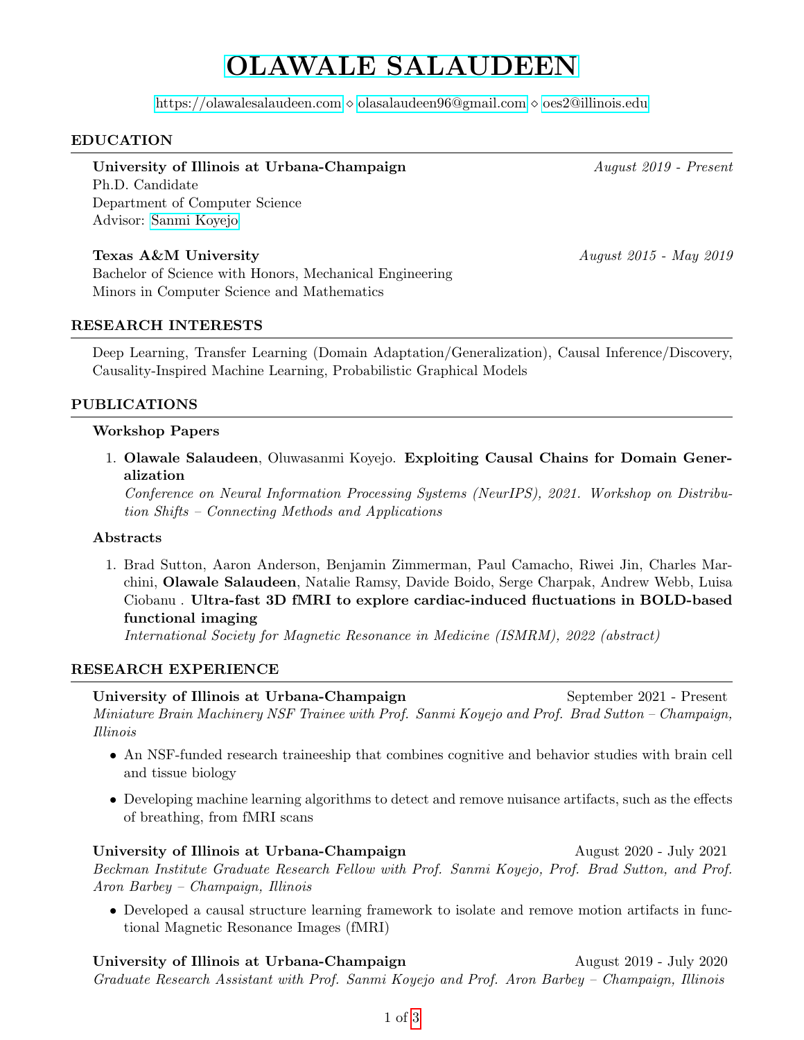# OLAWALE SALAUDEEN

https://olawalesalaudeen.com ⋄ olasalaudeen96@gmail.com ⋄ oes2@illinois.edu

## EDUCATION

**University of Illinois at Urbana-Champaign** — *August 2019 - Present*
Ph.D. Candidate
Department of Computer Science
Advisor: Sanmi Koyejo

**Texas A&M University** — *August 2015 - May 2019*
Bachelor of Science with Honors, Mechanical Engineering
Minors in Computer Science and Mathematics

## RESEARCH INTERESTS

Deep Learning, Transfer Learning (Domain Adaptation/Generalization), Causal Inference/Discovery, Causality-Inspired Machine Learning, Probabilistic Graphical Models

## PUBLICATIONS

### Workshop Papers

1. **Olawale Salaudeen**, Oluwasanmi Koyejo. **Exploiting Causal Chains for Domain Generalization**
   *Conference on Neural Information Processing Systems (NeurIPS), 2021. Workshop on Distribution Shifts – Connecting Methods and Applications*

### Abstracts

1. Brad Sutton, Aaron Anderson, Benjamin Zimmerman, Paul Camacho, Riwei Jin, Charles Marchini, **Olawale Salaudeen**, Natalie Ramsy, Davide Boido, Serge Charpak, Andrew Webb, Luisa Ciobanu . **Ultra-fast 3D fMRI to explore cardiac-induced fluctuations in BOLD-based functional imaging**
   *International Society for Magnetic Resonance in Medicine (ISMRM), 2022 (abstract)*

## RESEARCH EXPERIENCE

**University of Illinois at Urbana-Champaign** — September 2021 - Present
*Miniature Brain Machinery NSF Trainee with Prof. Sanmi Koyejo and Prof. Brad Sutton – Champaign, Illinois*

- An NSF-funded research traineeship that combines cognitive and behavior studies with brain cell and tissue biology
- Developing machine learning algorithms to detect and remove nuisance artifacts, such as the effects of breathing, from fMRI scans

**University of Illinois at Urbana-Champaign** — August 2020 - July 2021
*Beckman Institute Graduate Research Fellow with Prof. Sanmi Koyejo, Prof. Brad Sutton, and Prof. Aron Barbey – Champaign, Illinois*

- Developed a causal structure learning framework to isolate and remove motion artifacts in functional Magnetic Resonance Images (fMRI)

**University of Illinois at Urbana-Champaign** — August 2019 - July 2020
*Graduate Research Assistant with Prof. Sanmi Koyejo and Prof. Aron Barbey – Champaign, Illinois*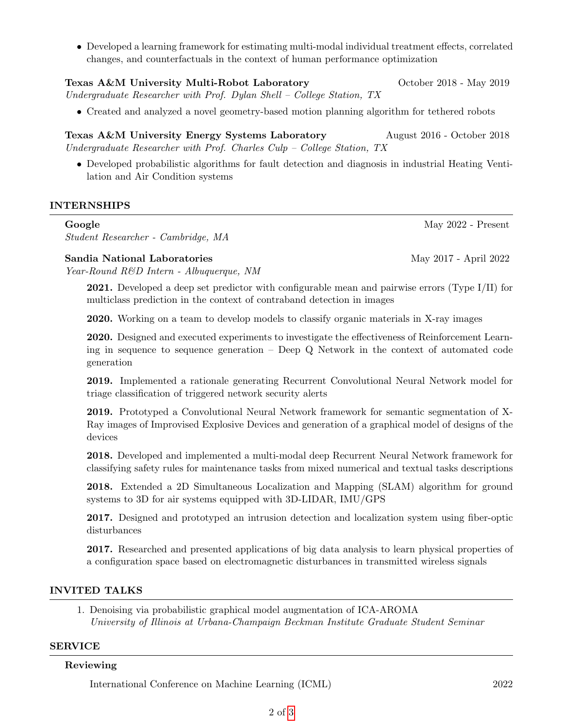- Developed a learning framework for estimating multi-modal individual treatment effects, correlated changes, and counterfactuals in the context of human performance optimization

**Texas A&M University Multi-Robot Laboratory** October 2018 - May 2019
*Undergraduate Researcher with Prof. Dylan Shell – College Station, TX*

- Created and analyzed a novel geometry-based motion planning algorithm for tethered robots

**Texas A&M University Energy Systems Laboratory** August 2016 - October 2018
*Undergraduate Researcher with Prof. Charles Culp – College Station, TX*

- Developed probabilistic algorithms for fault detection and diagnosis in industrial Heating Ventilation and Air Condition systems

## INTERNSHIPS

**Google** May 2022 - Present
*Student Researcher - Cambridge, MA*

**Sandia National Laboratories** May 2017 - April 2022
*Year-Round R&D Intern - Albuquerque, NM*

**2021.** Developed a deep set predictor with configurable mean and pairwise errors (Type I/II) for multiclass prediction in the context of contraband detection in images

**2020.** Working on a team to develop models to classify organic materials in X-ray images

**2020.** Designed and executed experiments to investigate the effectiveness of Reinforcement Learning in sequence to sequence generation – Deep Q Network in the context of automated code generation

**2019.** Implemented a rationale generating Recurrent Convolutional Neural Network model for triage classification of triggered network security alerts

**2019.** Prototyped a Convolutional Neural Network framework for semantic segmentation of X-Ray images of Improvised Explosive Devices and generation of a graphical model of designs of the devices

**2018.** Developed and implemented a multi-modal deep Recurrent Neural Network framework for classifying safety rules for maintenance tasks from mixed numerical and textual tasks descriptions

**2018.** Extended a 2D Simultaneous Localization and Mapping (SLAM) algorithm for ground systems to 3D for air systems equipped with 3D-LIDAR, IMU/GPS

**2017.** Designed and prototyped an intrusion detection and localization system using fiber-optic disturbances

**2017.** Researched and presented applications of big data analysis to learn physical properties of a configuration space based on electromagnetic disturbances in transmitted wireless signals

## INVITED TALKS

1. Denoising via probabilistic graphical model augmentation of ICA-AROMA
   *University of Illinois at Urbana-Champaign Beckman Institute Graduate Student Seminar*

## SERVICE

**Reviewing**

International Conference on Machine Learning (ICML) 2022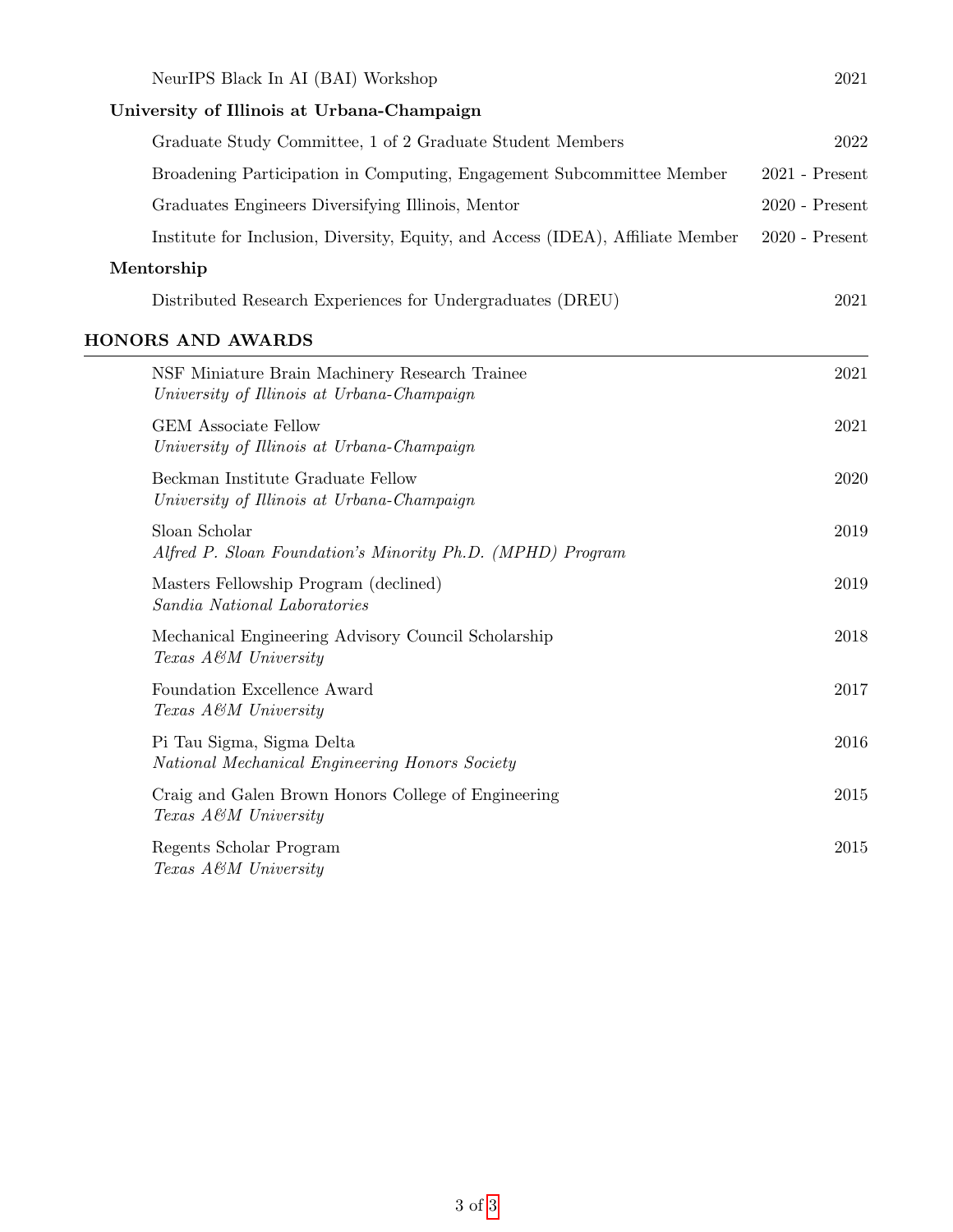NeurIPS Black In AI (BAI) Workshop 2021

**University of Illinois at Urbana-Champaign**

Graduate Study Committee, 1 of 2 Graduate Student Members 2022

Broadening Participation in Computing, Engagement Subcommittee Member 2021 - Present

Graduates Engineers Diversifying Illinois, Mentor 2020 - Present

Institute for Inclusion, Diversity, Equity, and Access (IDEA), Affiliate Member 2020 - Present

**Mentorship**

Distributed Research Experiences for Undergraduates (DREU) 2021

## HONORS AND AWARDS

NSF Miniature Brain Machinery Research Trainee 2021
*University of Illinois at Urbana-Champaign*

GEM Associate Fellow 2021
*University of Illinois at Urbana-Champaign*

Beckman Institute Graduate Fellow 2020
*University of Illinois at Urbana-Champaign*

Sloan Scholar 2019
*Alfred P. Sloan Foundation's Minority Ph.D. (MPHD) Program*

Masters Fellowship Program (declined) 2019
*Sandia National Laboratories*

Mechanical Engineering Advisory Council Scholarship 2018
*Texas A&M University*

Foundation Excellence Award 2017
*Texas A&M University*

Pi Tau Sigma, Sigma Delta 2016
*National Mechanical Engineering Honors Society*

Craig and Galen Brown Honors College of Engineering 2015
*Texas A&M University*

Regents Scholar Program 2015
*Texas A&M University*